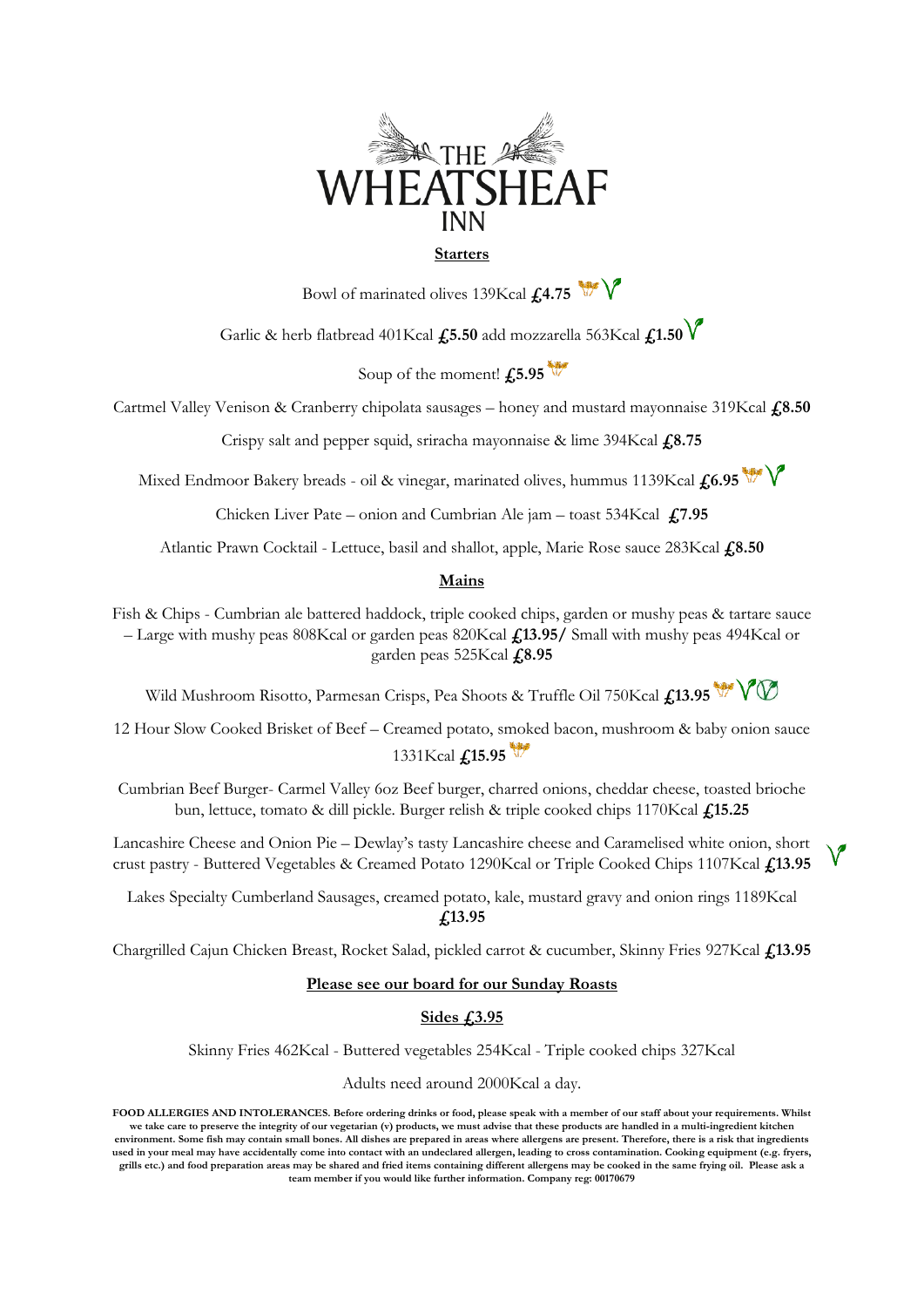# THE WHEATSHEAF INN

## Starters

Bowl of marinated olives 139Kcal **£4.75**

Garlic & herb flatbread 401Kcal **£5.50** add mozzarella 563Kcal **£1.50**

Soup of the moment! **£5.95**

Cartmel Valley Venison & Cranberry chipolata sausages – honey and mustard mayonnaise 319Kcal **£8.50**

Crispy salt and pepper squid, sriracha mayonnaise & lime 394Kcal **£8.75**

Mixed Endmoor Bakery breads - oil & vinegar, marinated olives, hummus 1139Kcal **£6.95**

Chicken Liver Pate – onion and Cumbrian Ale jam – toast 534Kcal **£7.95**

Atlantic Prawn Cocktail - Lettuce, basil and shallot, apple, Marie Rose sauce 283Kcal **£8.50**

## Mains

Fish & Chips - Cumbrian ale battered haddock, triple cooked chips, garden or mushy peas & tartare sauce – Large with mushy peas 808Kcal or garden peas 820Kcal **£13.95/** Small with mushy peas 494Kcal or garden peas 525Kcal **£8.95**

Wild Mushroom Risotto, Parmesan Crisps, Pea Shoots & Truffle Oil 750Kcal **£13.95**

12 Hour Slow Cooked Brisket of Beef – Creamed potato, smoked bacon, mushroom & baby onion sauce 1331Kcal **£15.95**

Cumbrian Beef Burger- Carmel Valley 6oz Beef burger, charred onions, cheddar cheese, toasted brioche bun, lettuce, tomato & dill pickle. Burger relish & triple cooked chips 1170Kcal **£15.25**

Lancashire Cheese and Onion Pie – Dewlay's tasty Lancashire cheese and Caramelised white onion, short crust pastry - Buttered Vegetables & Creamed Potato 1290Kcal or Triple Cooked Chips 1107Kcal **£13.95**

Lakes Specialty Cumberland Sausages, creamed potato, kale, mustard gravy and onion rings 1189Kcal **£13.95**

Chargrilled Cajun Chicken Breast, Rocket Salad, pickled carrot & cucumber, Skinny Fries 927Kcal **£13.95**

**Please see our board for our Sunday Roasts**

## Sides £3.95

Skinny Fries 462Kcal - Buttered vegetables 254Kcal - Triple cooked chips 327Kcal

Adults need around 2000Kcal a day.

**FOOD ALLERGIES AND INTOLERANCES. Before ordering drinks or food, please speak with a member of our staff about your requirements. Whilst we take care to preserve the integrity of our vegetarian (v) products, we must advise that these products are handled in a multi-ingredient kitchen environment. Some fish may contain small bones. All dishes are prepared in areas where allergens are present. Therefore, there is a risk that ingredients used in your meal may have accidentally come into contact with an undeclared allergen, leading to cross contamination. Cooking equipment (e.g. fryers, grills etc.) and food preparation areas may be shared and fried items containing different allergens may be cooked in the same frying oil. Please ask a team member if you would like further information. Company reg: 00170679**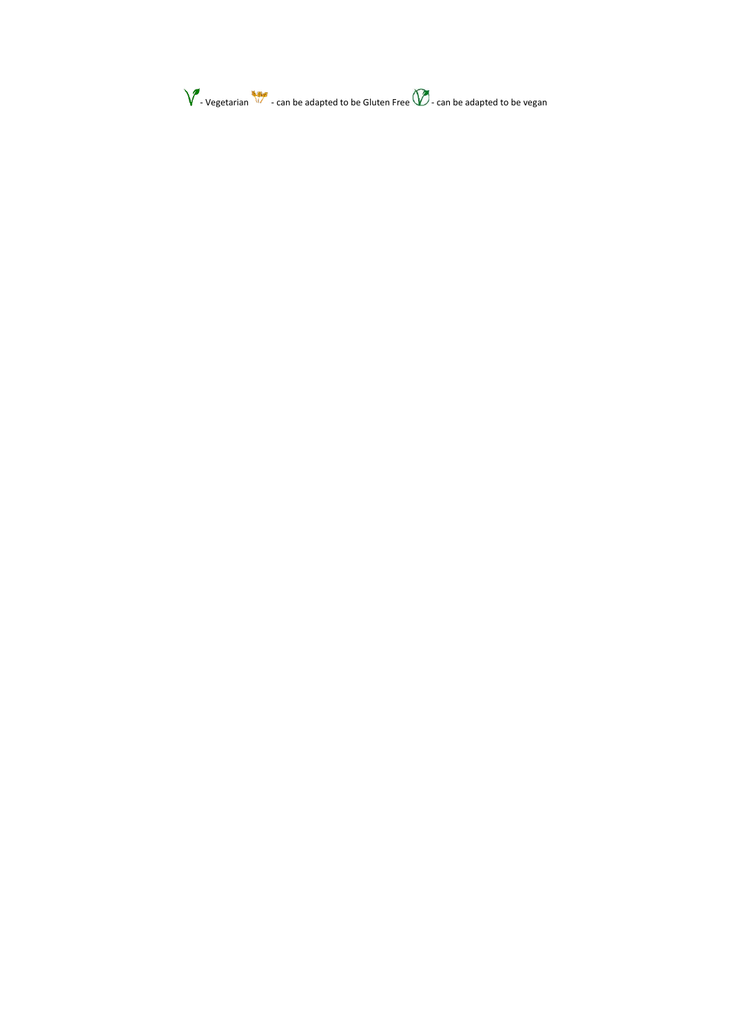- Vegetarian - can be adapted to be Gluten Free - can be adapted to be vegan